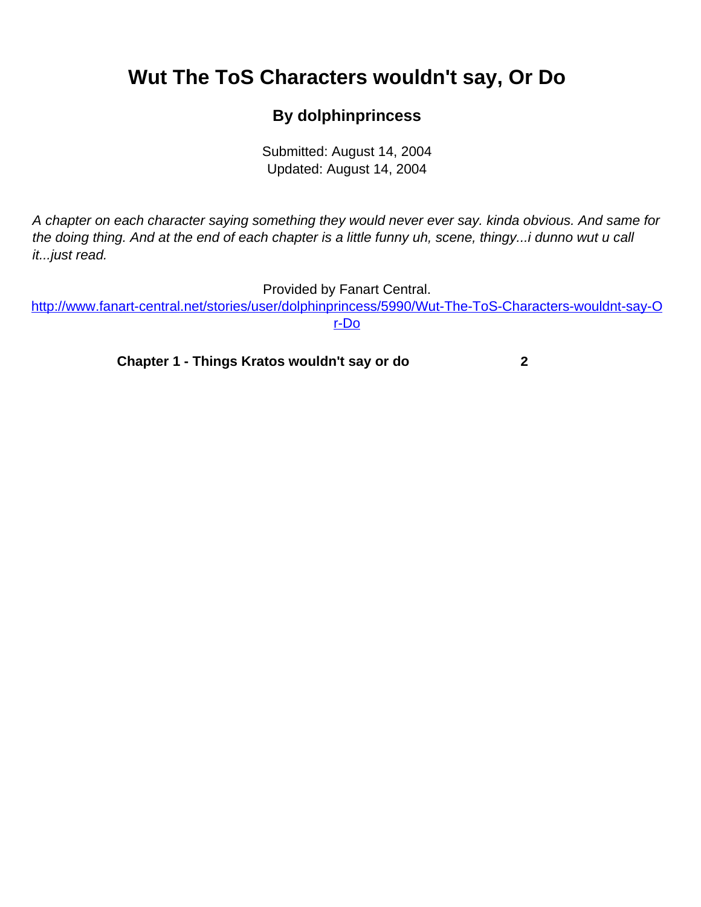# Wut The ToS Characters wouldn't say, Or Do

### By dolphinprincess

Submitted: August 14, 2004
Updated: August 14, 2004

*A chapter on each character saying something they would never ever say. kinda obvious. And same for the doing thing. And at the end of each chapter is a little funny uh, scene, thingy...i dunno wut u call it...just read.*

Provided by Fanart Central.
http://www.fanart-central.net/stories/user/dolphinprincess/5990/Wut-The-ToS-Characters-wouldnt-say-Or-Do

| | |
|---|---|
| **Chapter 1 - Things Kratos wouldn't say or do** | **2** |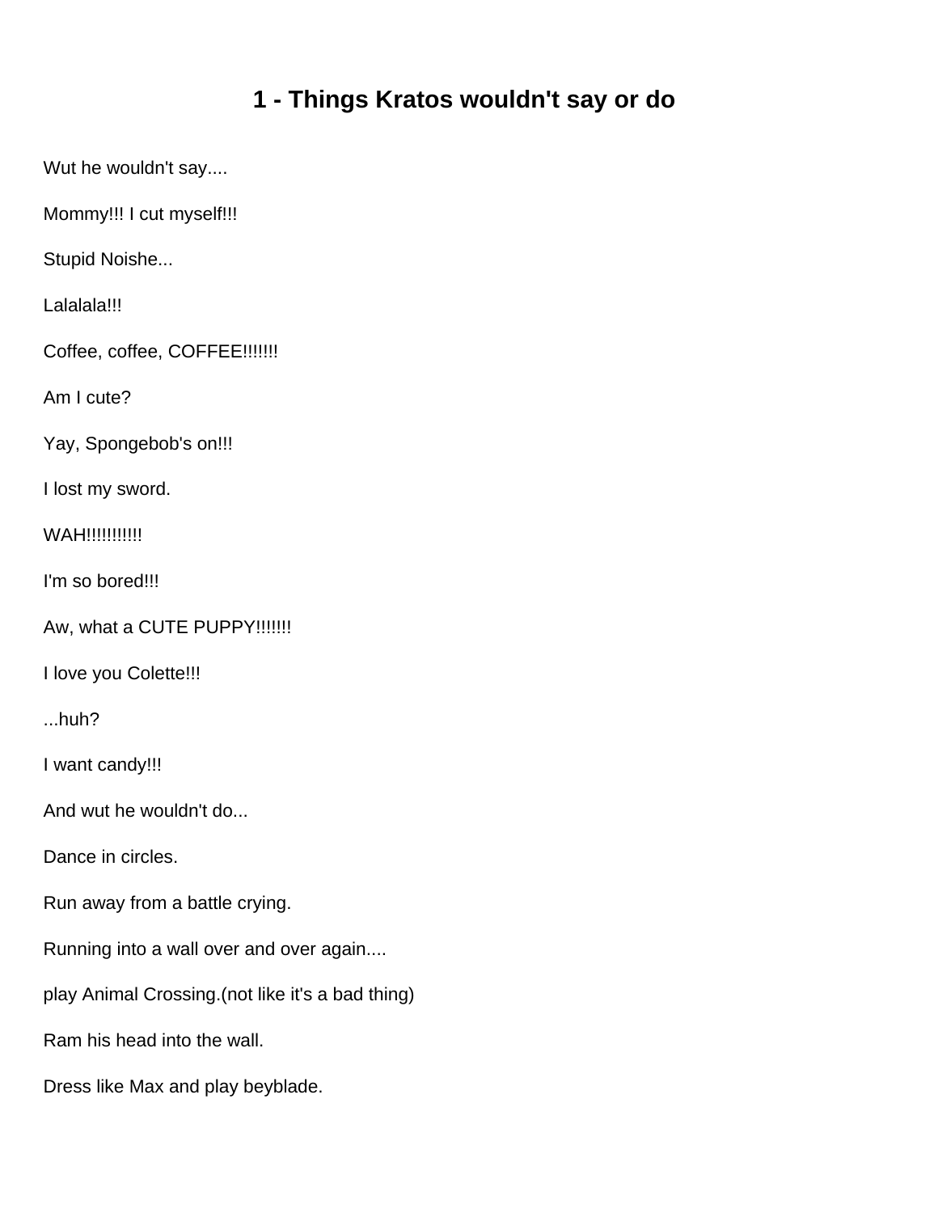# 1 - Things Kratos wouldn't say or do

Wut he wouldn't say....

Mommy!!! I cut myself!!!

Stupid Noishe...

Lalalala!!!

Coffee, coffee, COFFEE!!!!!!!

Am I cute?

Yay, Spongebob's on!!!

I lost my sword.

WAH!!!!!!!!!!!

I'm so bored!!!

Aw, what a CUTE PUPPY!!!!!!!

I love you Colette!!!

...huh?

I want candy!!!

And wut he wouldn't do...

Dance in circles.

Run away from a battle crying.

Running into a wall over and over again....

play Animal Crossing.(not like it's a bad thing)

Ram his head into the wall.

Dress like Max and play beyblade.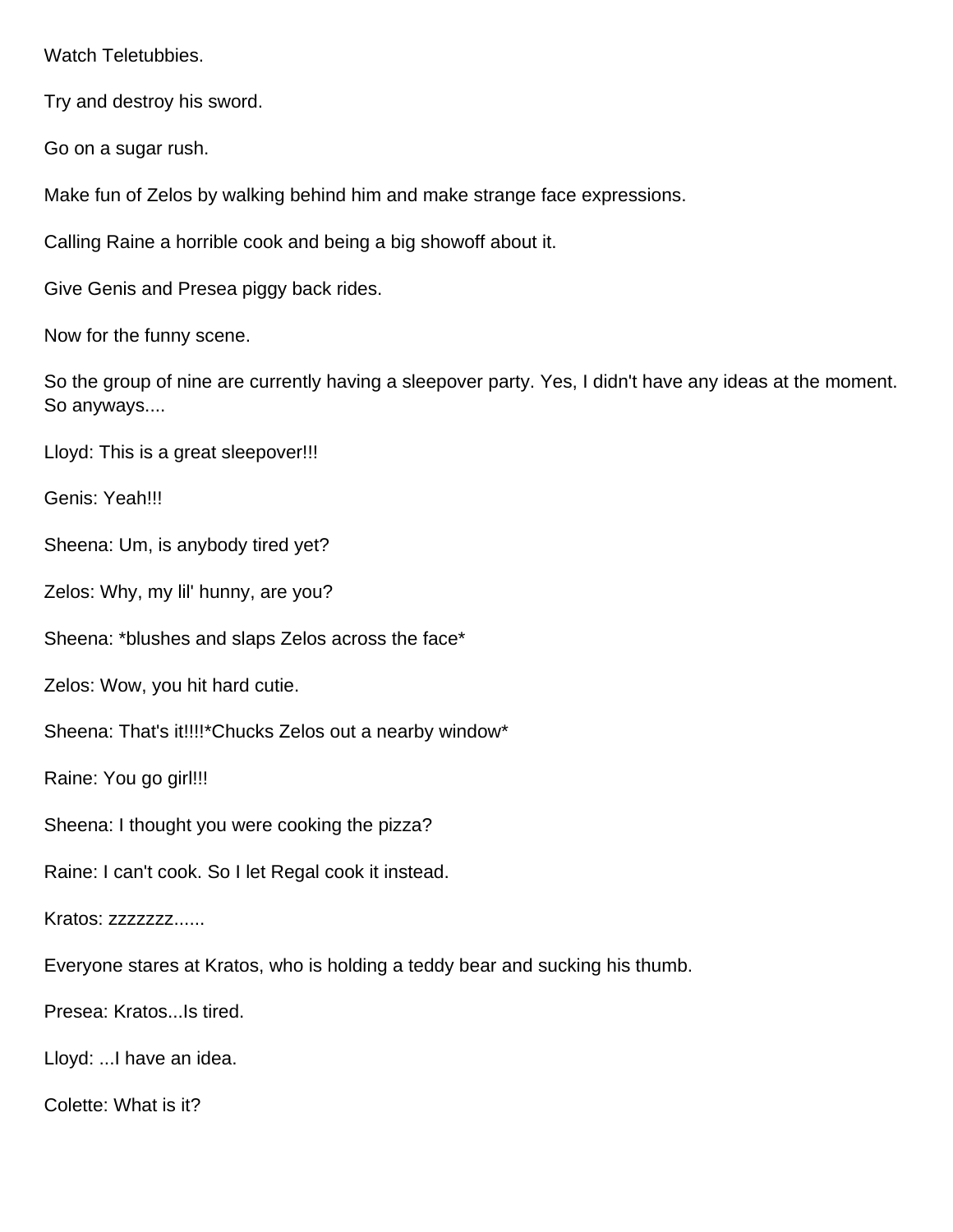Watch Teletubbies.

Try and destroy his sword.

Go on a sugar rush.

Make fun of Zelos by walking behind him and make strange face expressions.

Calling Raine a horrible cook and being a big showoff about it.

Give Genis and Presea piggy back rides.

Now for the funny scene.

So the group of nine are currently having a sleepover party. Yes, I didn't have any ideas at the moment. So anyways....

Lloyd: This is a great sleepover!!!

Genis: Yeah!!!

Sheena: Um, is anybody tired yet?

Zelos: Why, my lil' hunny, are you?

Sheena: *blushes and slaps Zelos across the face*

Zelos: Wow, you hit hard cutie.

Sheena: That's it!!!!*Chucks Zelos out a nearby window*

Raine: You go girl!!!

Sheena: I thought you were cooking the pizza?

Raine: I can't cook. So I let Regal cook it instead.

Kratos: zzzzzzz......

Everyone stares at Kratos, who is holding a teddy bear and sucking his thumb.

Presea: Kratos...Is tired.

Lloyd: ...I have an idea.

Colette: What is it?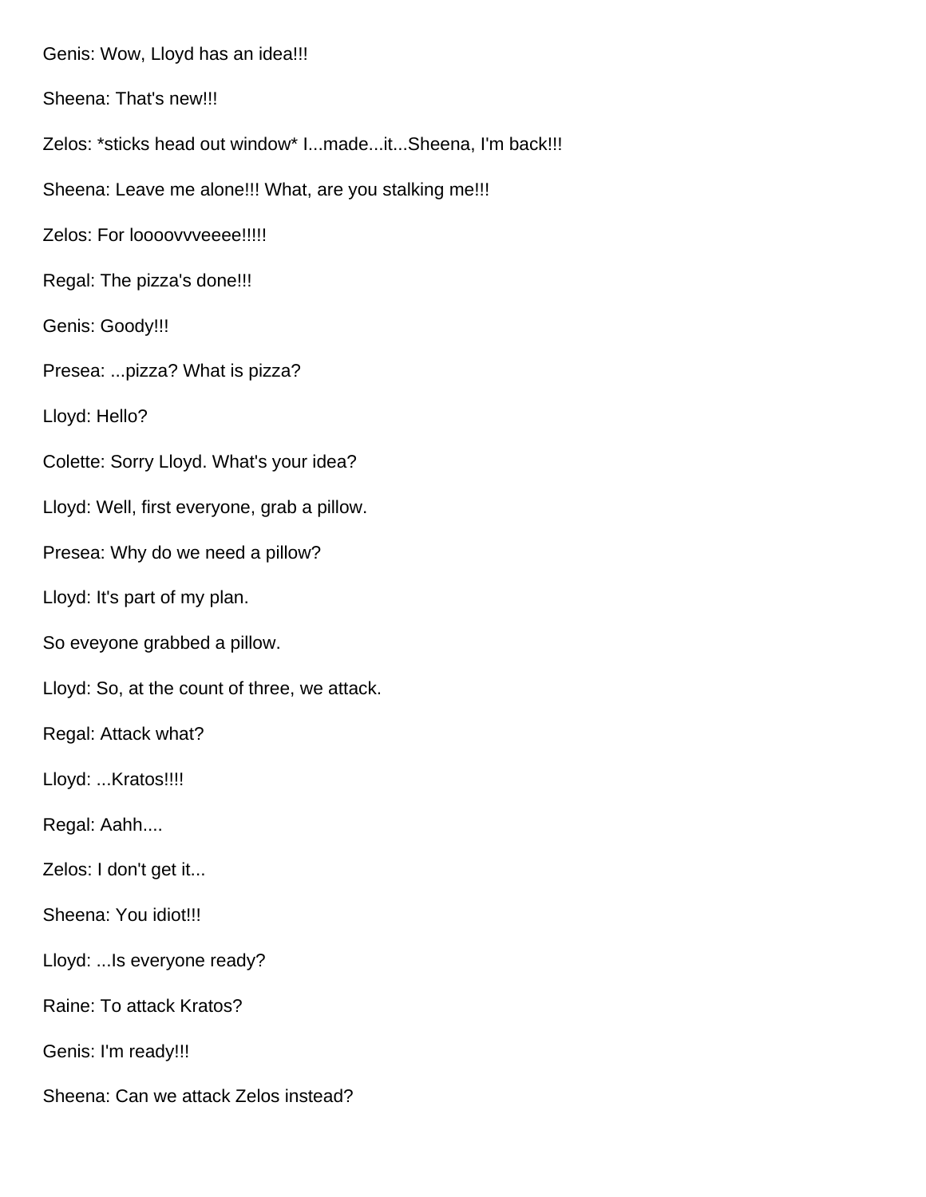Genis: Wow, Lloyd has an idea!!!

Sheena: That's new!!!

Zelos: *sticks head out window* I...made...it...Sheena, I'm back!!!

Sheena: Leave me alone!!! What, are you stalking me!!!

Zelos: For loooovvveeee!!!!!

Regal: The pizza's done!!!

Genis: Goody!!!

Presea: ...pizza? What is pizza?

Lloyd: Hello?

Colette: Sorry Lloyd. What's your idea?

Lloyd: Well, first everyone, grab a pillow.

Presea: Why do we need a pillow?

Lloyd: It's part of my plan.

So eveyone grabbed a pillow.

Lloyd: So, at the count of three, we attack.

Regal: Attack what?

Lloyd: ...Kratos!!!!

Regal: Aahh....

Zelos: I don't get it...

Sheena: You idiot!!!

Lloyd: ...Is everyone ready?

Raine: To attack Kratos?

Genis: I'm ready!!!

Sheena: Can we attack Zelos instead?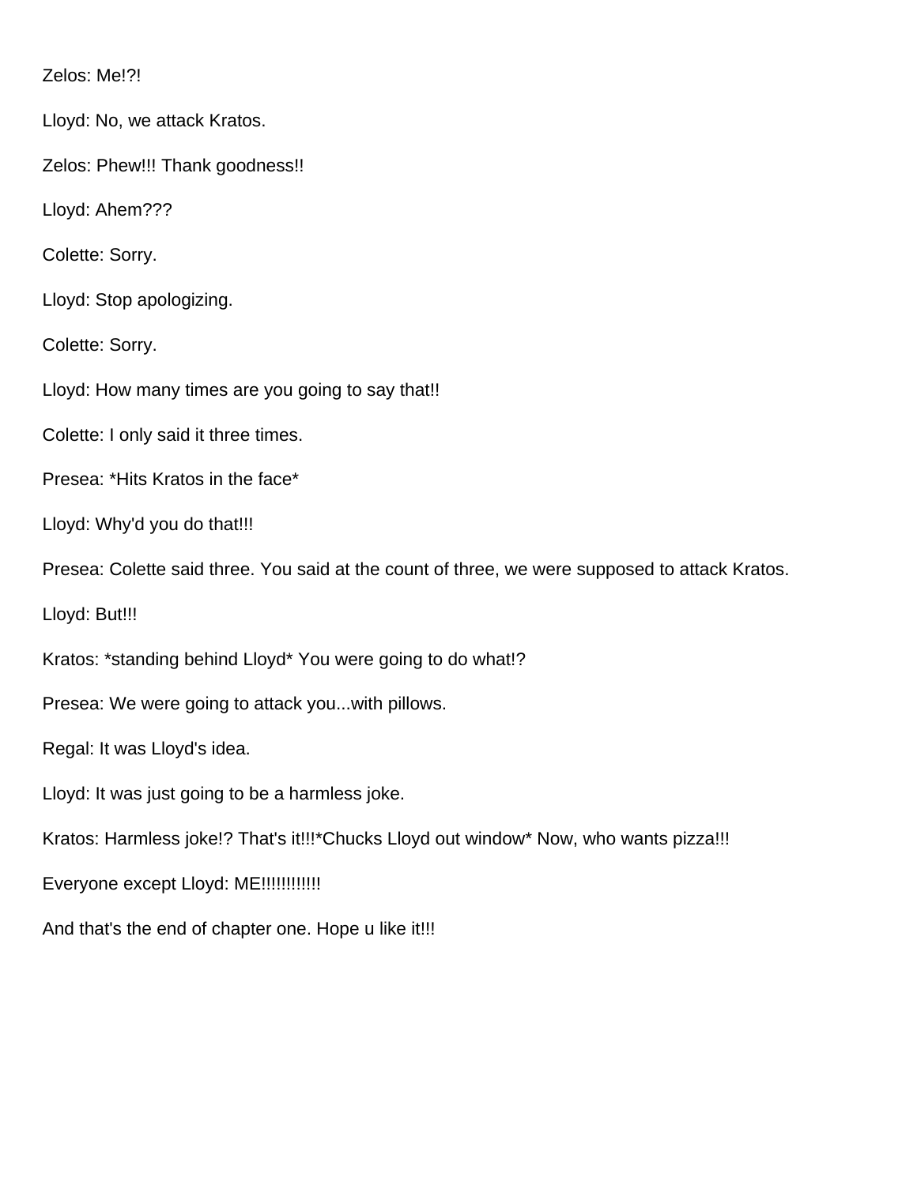Zelos: Me!?!

Lloyd: No, we attack Kratos.

Zelos: Phew!!! Thank goodness!!

Lloyd: Ahem???

Colette: Sorry.

Lloyd: Stop apologizing.

Colette: Sorry.

Lloyd: How many times are you going to say that!!

Colette: I only said it three times.

Presea: *Hits Kratos in the face*

Lloyd: Why'd you do that!!!

Presea: Colette said three. You said at the count of three, we were supposed to attack Kratos.

Lloyd: But!!!

Kratos: *standing behind Lloyd* You were going to do what!?

Presea: We were going to attack you...with pillows.

Regal: It was Lloyd's idea.

Lloyd: It was just going to be a harmless joke.

Kratos: Harmless joke!? That's it!!!*Chucks Lloyd out window* Now, who wants pizza!!!

Everyone except Lloyd: ME!!!!!!!!!!!!

And that's the end of chapter one. Hope u like it!!!